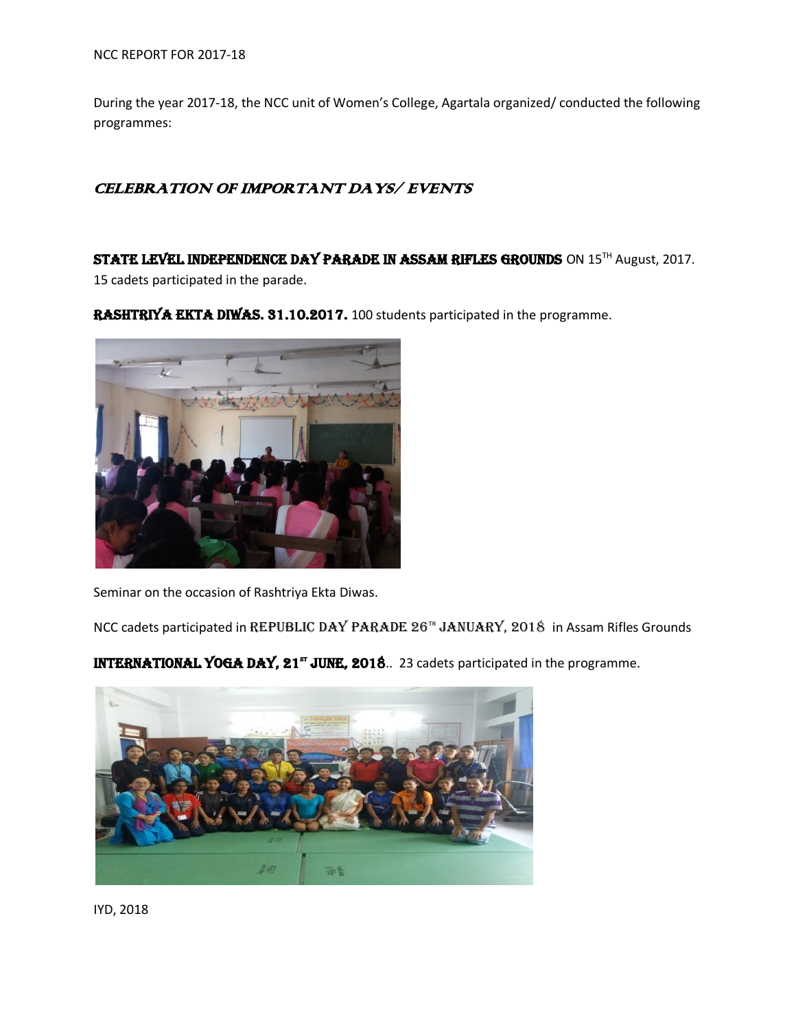NCC REPORT FOR 2017-18

During the year 2017-18, the NCC unit of Women's College, Agartala organized/ conducted the following programmes:

## *CELEBRATION OF IMPORTANT DAYS/ EVENTS*

**STATE LEVEL INDEPENDENCE DAY PARADE IN ASSAM RIFLES GROUNDS** ON 15TH August, 2017. 15 cadets participated in the parade.

**RASHTRIYA EKTA DIWAS. 31.10.2017.** 100 students participated in the programme.

Seminar on the occasion of Rashtriya Ekta Diwas.

NCC cadets participated in REPUBLIC DAY PARADE 26TH JANUARY, 2018 in Assam Rifles Grounds

**INTERNATIONAL YOGA DAY, 21ST JUNE, 2018**.. 23 cadets participated in the programme.

IYD, 2018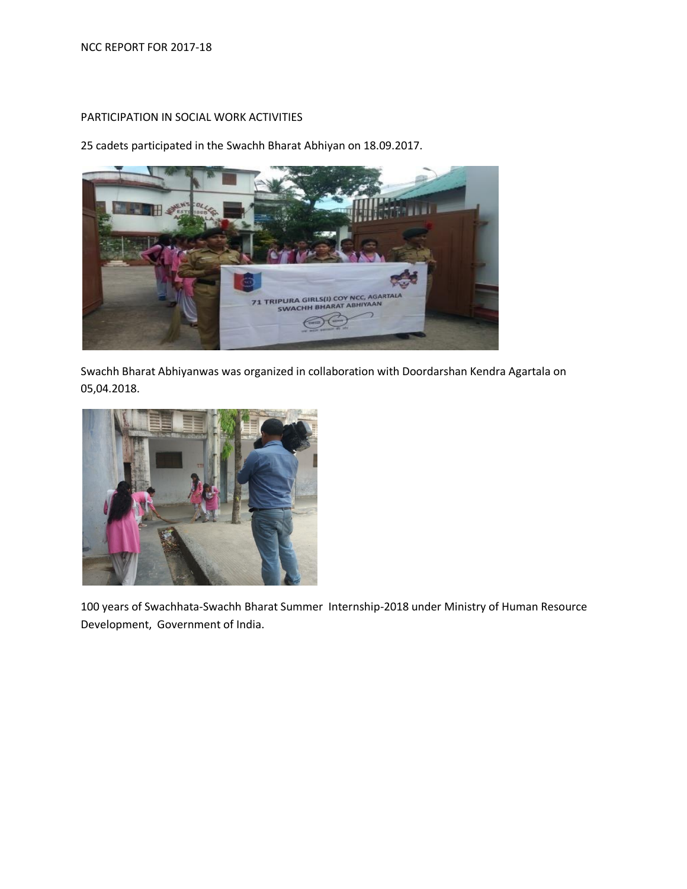NCC REPORT FOR 2017-18

PARTICIPATION IN SOCIAL WORK ACTIVITIES

25 cadets participated in the Swachh Bharat Abhiyan on 18.09.2017.

Swachh Bharat Abhiyanwas was organized in collaboration with Doordarshan Kendra Agartala on 05,04.2018.

100 years of Swachhata-Swachh Bharat Summer Internship-2018 under Ministry of Human Resource Development, Government of India.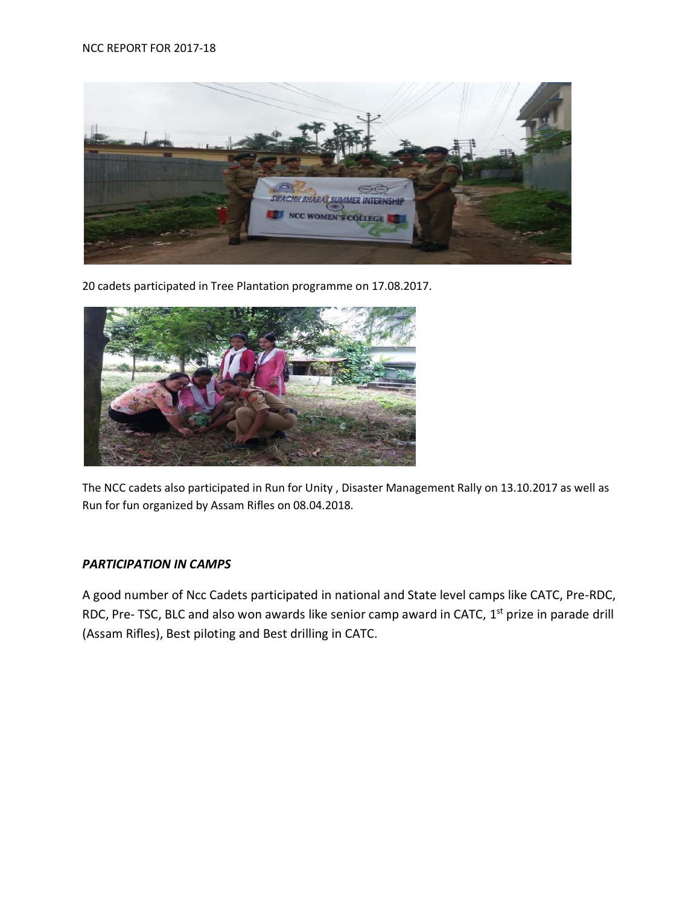20 cadets participated in Tree Plantation programme on 17.08.2017.

The NCC cadets also participated in Run for Unity , Disaster Management Rally on 13.10.2017 as well as Run for fun organized by Assam Rifles on 08.04.2018.

### *PARTICIPATION IN CAMPS*

A good number of Ncc Cadets participated in national and State level camps like CATC, Pre-RDC, RDC, Pre- TSC, BLC and also won awards like senior camp award in CATC, 1st prize in parade drill (Assam Rifles), Best piloting and Best drilling in CATC.